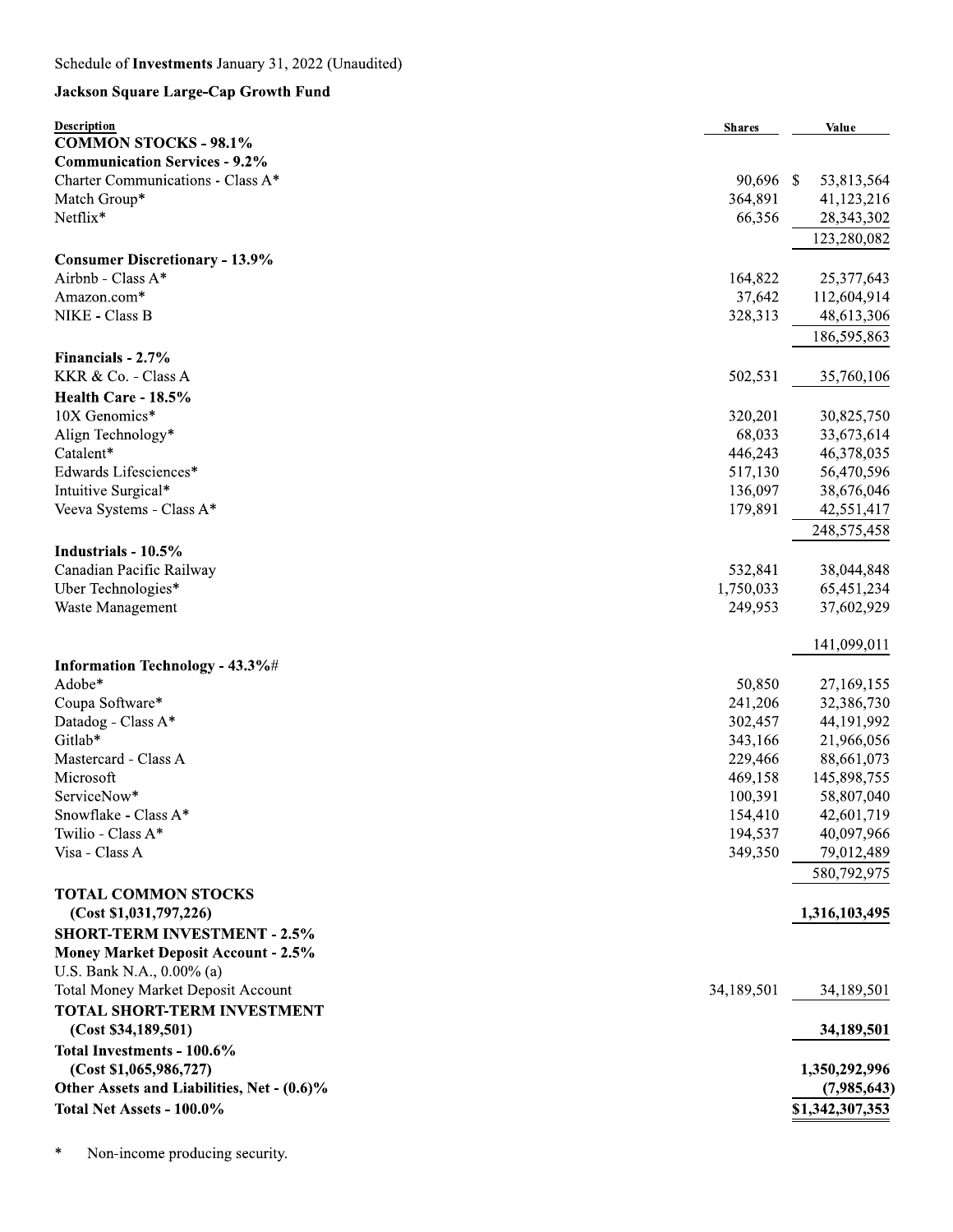Schedule of **Investments** January 31, 2022 (Unaudited)

**Jackson Square Large-Cap Growth Fund**

| Description | Shares | Value |
|---|---|---|
| **COMMON STOCKS - 98.1%** | | |
| **Communication Services - 9.2%** | | |
| Charter Communications - Class A* | 90,696 | $ 53,813,564 |
| Match Group* | 364,891 | 41,123,216 |
| Netflix* | 66,356 | 28,343,302 |
| | | 123,280,082 |
| **Consumer Discretionary - 13.9%** | | |
| Airbnb - Class A* | 164,822 | 25,377,643 |
| Amazon.com* | 37,642 | 112,604,914 |
| NIKE - Class B | 328,313 | 48,613,306 |
| | | 186,595,863 |
| **Financials - 2.7%** | | |
| KKR & Co. - Class A | 502,531 | 35,760,106 |
| **Health Care - 18.5%** | | |
| 10X Genomics* | 320,201 | 30,825,750 |
| Align Technology* | 68,033 | 33,673,614 |
| Catalent* | 446,243 | 46,378,035 |
| Edwards Lifesciences* | 517,130 | 56,470,596 |
| Intuitive Surgical* | 136,097 | 38,676,046 |
| Veeva Systems - Class A* | 179,891 | 42,551,417 |
| | | 248,575,458 |
| **Industrials - 10.5%** | | |
| Canadian Pacific Railway | 532,841 | 38,044,848 |
| Uber Technologies* | 1,750,033 | 65,451,234 |
| Waste Management | 249,953 | 37,602,929 |
| | | 141,099,011 |
| **Information Technology - 43.3%**# | | |
| Adobe* | 50,850 | 27,169,155 |
| Coupa Software* | 241,206 | 32,386,730 |
| Datadog - Class A* | 302,457 | 44,191,992 |
| Gitlab* | 343,166 | 21,966,056 |
| Mastercard - Class A | 229,466 | 88,661,073 |
| Microsoft | 469,158 | 145,898,755 |
| ServiceNow* | 100,391 | 58,807,040 |
| Snowflake - Class A* | 154,410 | 42,601,719 |
| Twilio - Class A* | 194,537 | 40,097,966 |
| Visa - Class A | 349,350 | 79,012,489 |
| | | 580,792,975 |
| **TOTAL COMMON STOCKS (Cost $1,031,797,226)** | | **1,316,103,495** |
| **SHORT-TERM INVESTMENT - 2.5%** | | |
| **Money Market Deposit Account - 2.5%** | | |
| U.S. Bank N.A., 0.00% (a) | | |
| Total Money Market Deposit Account | 34,189,501 | 34,189,501 |
| **TOTAL SHORT-TERM INVESTMENT (Cost $34,189,501)** | | **34,189,501** |
| **Total Investments - 100.6% (Cost $1,065,986,727)** | | **1,350,292,996** |
| **Other Assets and Liabilities, Net - (0.6)%** | | **(7,985,643)** |
| **Total Net Assets - 100.0%** | | **$1,342,307,353** |

\* Non-income producing security.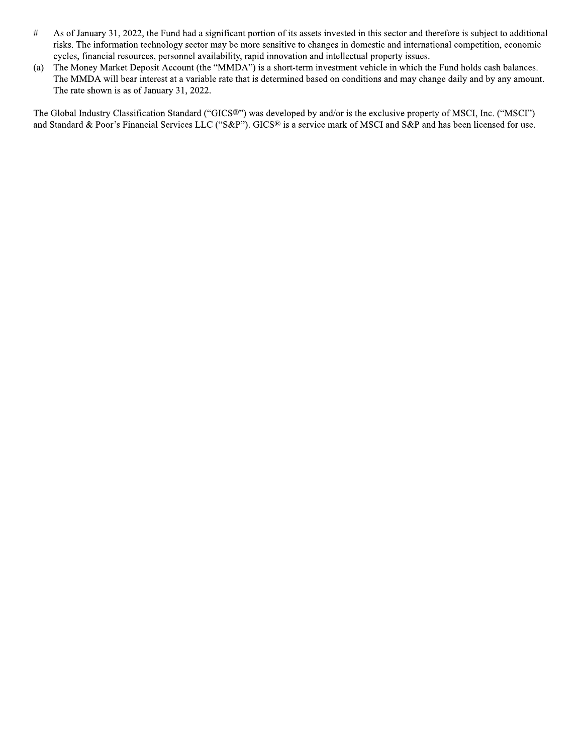# As of January 31, 2022, the Fund had a significant portion of its assets invested in this sector and therefore is subject to additional risks. The information technology sector may be more sensitive to changes in domestic and international competition, economic cycles, financial resources, personnel availability, rapid innovation and intellectual property issues.

(a) The Money Market Deposit Account (the "MMDA") is a short-term investment vehicle in which the Fund holds cash balances. The MMDA will bear interest at a variable rate that is determined based on conditions and may change daily and by any amount. The rate shown is as of January 31, 2022.

The Global Industry Classification Standard ("GICS®") was developed by and/or is the exclusive property of MSCI, Inc. ("MSCI") and Standard & Poor's Financial Services LLC ("S&P"). GICS® is a service mark of MSCI and S&P and has been licensed for use.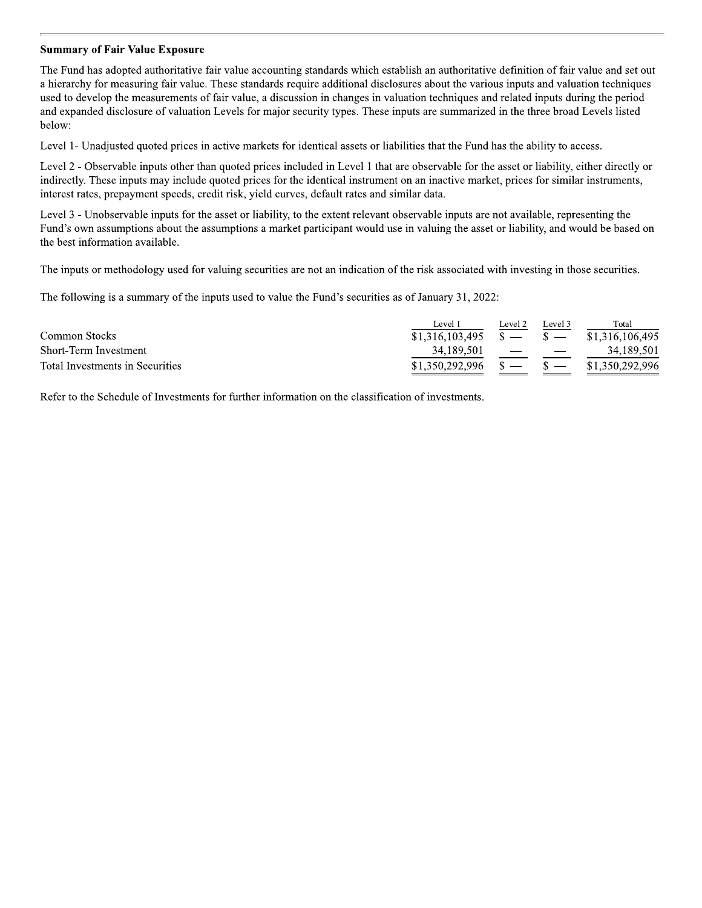**Summary of Fair Value Exposure**

The Fund has adopted authoritative fair value accounting standards which establish an authoritative definition of fair value and set out a hierarchy for measuring fair value. These standards require additional disclosures about the various inputs and valuation techniques used to develop the measurements of fair value, a discussion in changes in valuation techniques and related inputs during the period and expanded disclosure of valuation Levels for major security types. These inputs are summarized in the three broad Levels listed below:

Level 1- Unadjusted quoted prices in active markets for identical assets or liabilities that the Fund has the ability to access.

Level 2 - Observable inputs other than quoted prices included in Level 1 that are observable for the asset or liability, either directly or indirectly. These inputs may include quoted prices for the identical instrument on an inactive market, prices for similar instruments, interest rates, prepayment speeds, credit risk, yield curves, default rates and similar data.

Level 3 - Unobservable inputs for the asset or liability, to the extent relevant observable inputs are not available, representing the Fund's own assumptions about the assumptions a market participant would use in valuing the asset or liability, and would be based on the best information available.

The inputs or methodology used for valuing securities are not an indication of the risk associated with investing in those securities.

The following is a summary of the inputs used to value the Fund's securities as of January 31, 2022:

| | Level 1 | Level 2 | Level 3 | Total |
|---|---|---|---|---|
| Common Stocks | $1,316,103,495 | $ — | $ — | $1,316,106,495 |
| Short-Term Investment | 34,189,501 | — | — | 34,189,501 |
| Total Investments in Securities | $1,350,292,996 | $ — | $ — | $1,350,292,996 |

Refer to the Schedule of Investments for further information on the classification of investments.